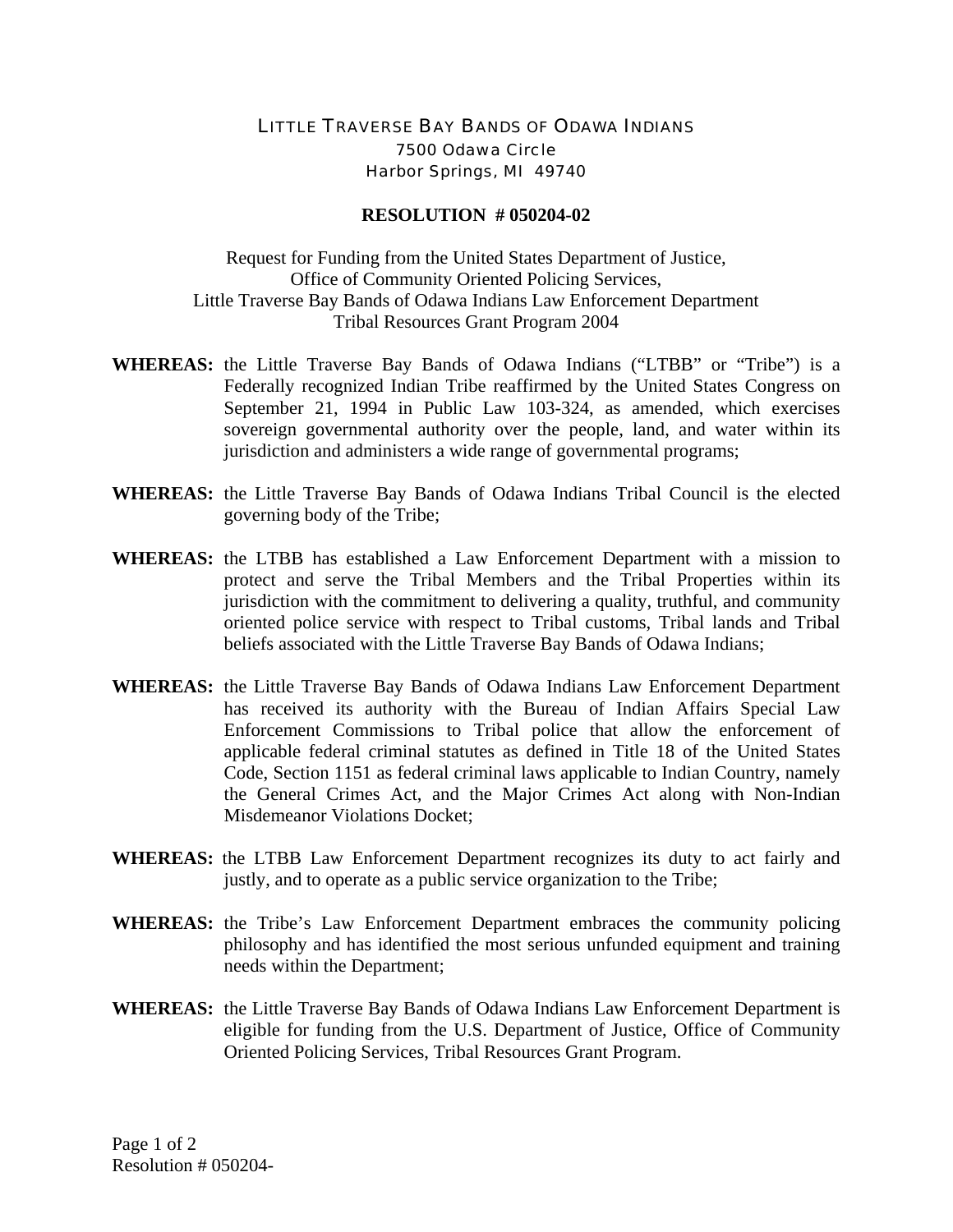LITTLE TRAVERSE BAY BANDS OF ODAWA INDIANS
7500 Odawa Circle
Harbor Springs, MI 49740

# RESOLUTION # 050204-02

Request for Funding from the United States Department of Justice,
Office of Community Oriented Policing Services,
Little Traverse Bay Bands of Odawa Indians Law Enforcement Department
Tribal Resources Grant Program 2004

**WHEREAS:** the Little Traverse Bay Bands of Odawa Indians ("LTBB" or "Tribe") is a Federally recognized Indian Tribe reaffirmed by the United States Congress on September 21, 1994 in Public Law 103-324, as amended, which exercises sovereign governmental authority over the people, land, and water within its jurisdiction and administers a wide range of governmental programs;

**WHEREAS:** the Little Traverse Bay Bands of Odawa Indians Tribal Council is the elected governing body of the Tribe;

**WHEREAS:** the LTBB has established a Law Enforcement Department with a mission to protect and serve the Tribal Members and the Tribal Properties within its jurisdiction with the commitment to delivering a quality, truthful, and community oriented police service with respect to Tribal customs, Tribal lands and Tribal beliefs associated with the Little Traverse Bay Bands of Odawa Indians;

**WHEREAS:** the Little Traverse Bay Bands of Odawa Indians Law Enforcement Department has received its authority with the Bureau of Indian Affairs Special Law Enforcement Commissions to Tribal police that allow the enforcement of applicable federal criminal statutes as defined in Title 18 of the United States Code, Section 1151 as federal criminal laws applicable to Indian Country, namely the General Crimes Act, and the Major Crimes Act along with Non-Indian Misdemeanor Violations Docket;

**WHEREAS:** the LTBB Law Enforcement Department recognizes its duty to act fairly and justly, and to operate as a public service organization to the Tribe;

**WHEREAS:** the Tribe's Law Enforcement Department embraces the community policing philosophy and has identified the most serious unfunded equipment and training needs within the Department;

**WHEREAS:** the Little Traverse Bay Bands of Odawa Indians Law Enforcement Department is eligible for funding from the U.S. Department of Justice, Office of Community Oriented Policing Services, Tribal Resources Grant Program.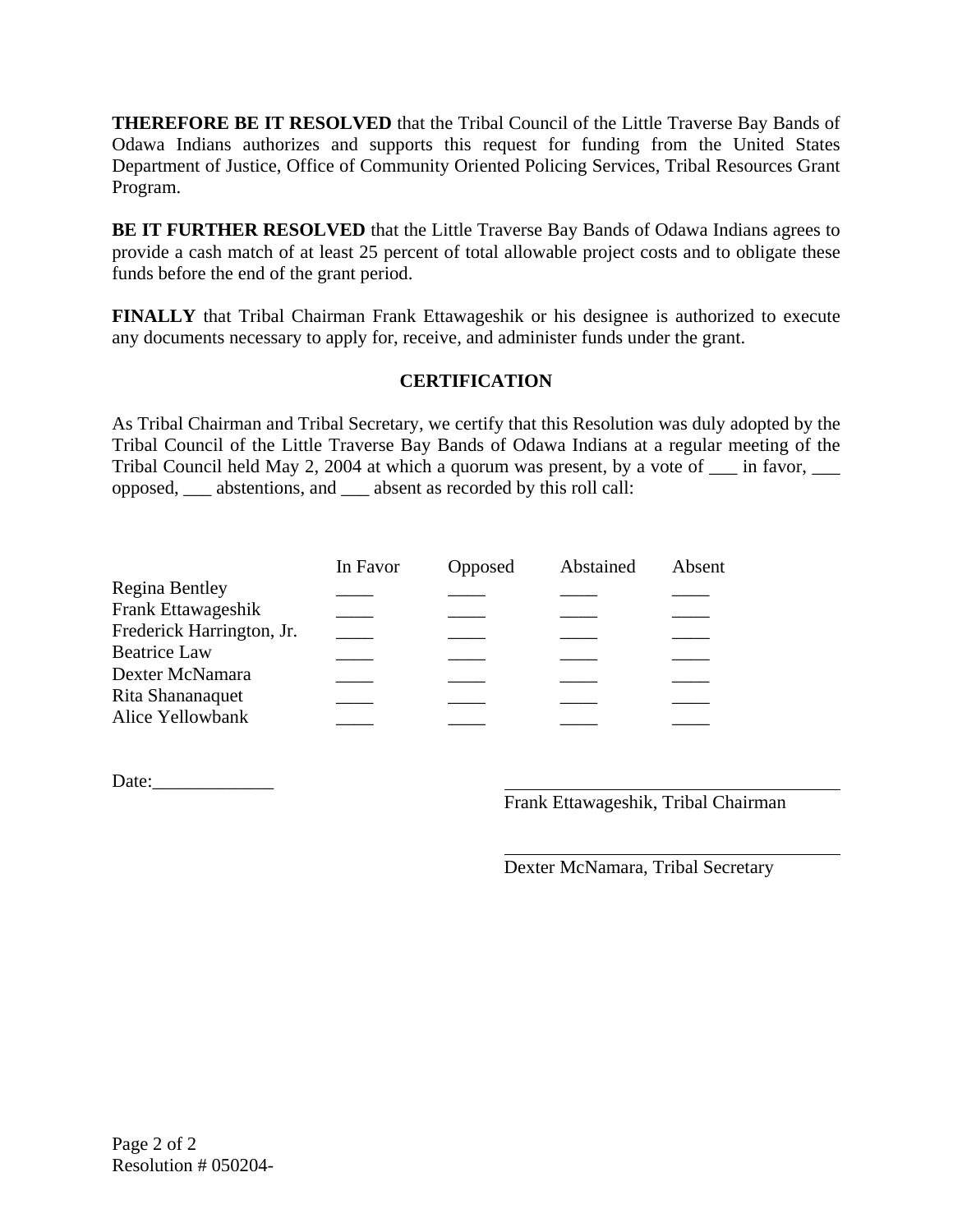**THEREFORE BE IT RESOLVED** that the Tribal Council of the Little Traverse Bay Bands of Odawa Indians authorizes and supports this request for funding from the United States Department of Justice, Office of Community Oriented Policing Services, Tribal Resources Grant Program.

**BE IT FURTHER RESOLVED** that the Little Traverse Bay Bands of Odawa Indians agrees to provide a cash match of at least 25 percent of total allowable project costs and to obligate these funds before the end of the grant period.

**FINALLY** that Tribal Chairman Frank Ettawageshik or his designee is authorized to execute any documents necessary to apply for, receive, and administer funds under the grant.

## CERTIFICATION

As Tribal Chairman and Tribal Secretary, we certify that this Resolution was duly adopted by the Tribal Council of the Little Traverse Bay Bands of Odawa Indians at a regular meeting of the Tribal Council held May 2, 2004 at which a quorum was present, by a vote of ___ in favor, ___ opposed, ___ abstentions, and ___ absent as recorded by this roll call:

| | In Favor | Opposed | Abstained | Absent |
|---|---|---|---|---|
| Regina Bentley | ____ | ____ | ____ | ____ |
| Frank Ettawageshik | ____ | ____ | ____ | ____ |
| Frederick Harrington, Jr. | ____ | ____ | ____ | ____ |
| Beatrice Law | ____ | ____ | ____ | ____ |
| Dexter McNamara | ____ | ____ | ____ | ____ |
| Rita Shananaquet | ____ | ____ | ____ | ____ |
| Alice Yellowbank | ____ | ____ | ____ | ____ |

Date:_____________

_____________________________________
Frank Ettawageshik, Tribal Chairman

_____________________________________
Dexter McNamara, Tribal Secretary

Resolution # 050204-